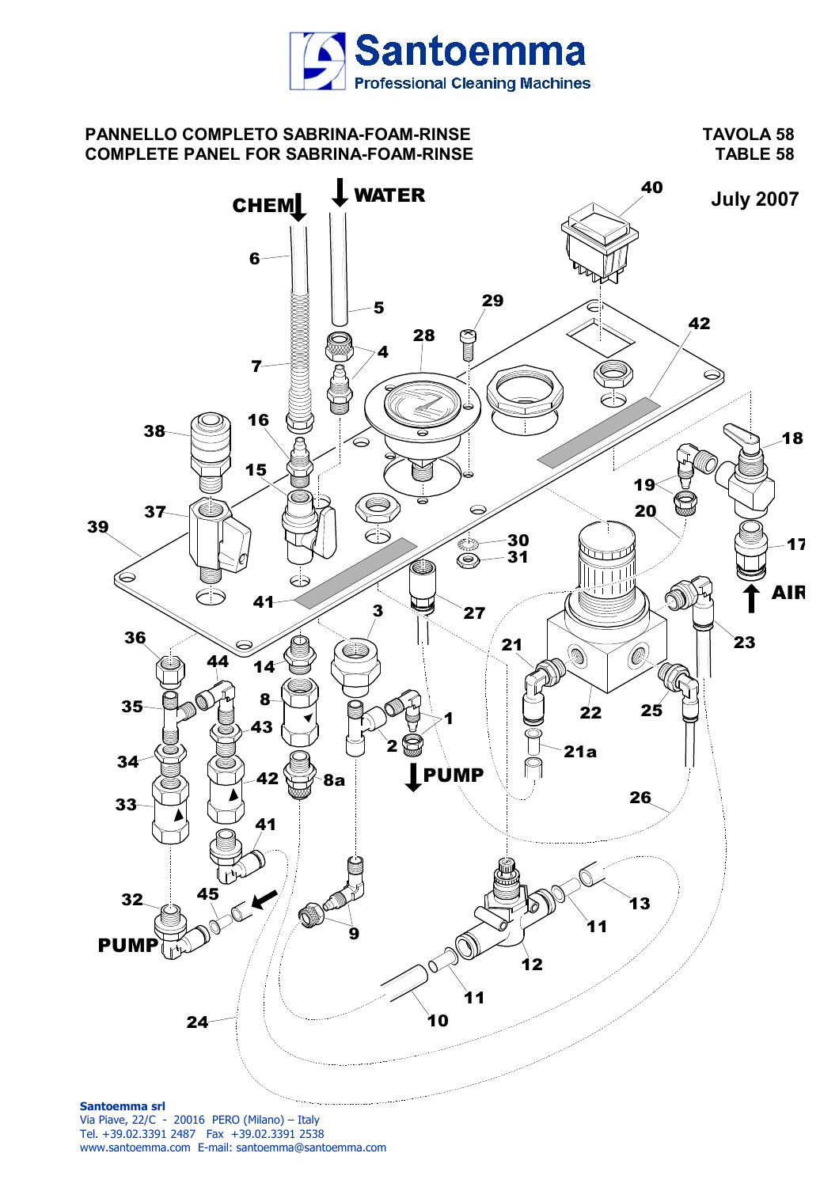# Santoemma

Professional Cleaning Machines

## PANNELLO COMPLETO SABRINA-FOAM-RINSE
## COMPLETE PANEL FOR SABRINA-FOAM-RINSE

TAVOLA 58
TABLE 58

July 2007

CHEM WATER AIR PUMP PUMP

1 2 3 4 5 6 7 8 8a 9 10 11 12 13 14 15 16 17 18 19 20 21 21a 22 23 24 25 26 27 28 29 30 31 32 33 34 35 36 37 38 39 40 41 42 43 44 45

**Santoemma srl**
Via Piave, 22/C - 20016 PERO (Milano) – Italy
Tel. +39.02.3391 2487 Fax +39.02.3391 2538
www.santoemma.com E-mail: santoemma@santoemma.com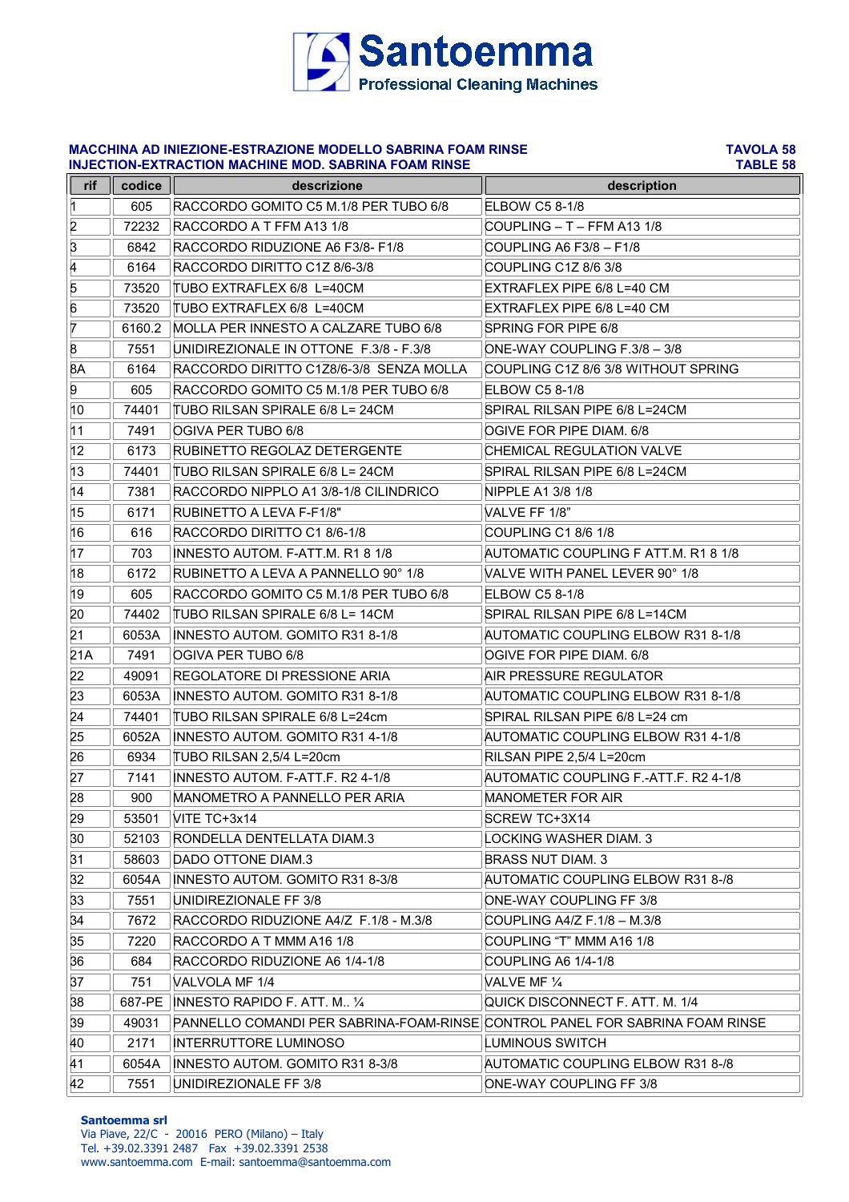# Santoemma

Professional Cleaning Machines

**MACCHINA AD INIEZIONE-ESTRAZIONE MODELLO SABRINA FOAM RINSE** **TAVOLA 58**
**INJECTION-EXTRACTION MACHINE MOD. SABRINA FOAM RINSE** **TABLE 58**

| rif | codice | descrizione | description |
|---|---|---|---|
| 1 | 605 | RACCORDO GOMITO C5 M.1/8 PER TUBO 6/8 | ELBOW C5 8-1/8 |
| 2 | 72232 | RACCORDO A T FFM A13 1/8 | COUPLING – T – FFM A13 1/8 |
| 3 | 6842 | RACCORDO RIDUZIONE A6 F3/8- F1/8 | COUPLING A6 F3/8 – F1/8 |
| 4 | 6164 | RACCORDO DIRITTO C1Z 8/6-3/8 | COUPLING C1Z 8/6 3/8 |
| 5 | 73520 | TUBO EXTRAFLEX 6/8 L=40CM | EXTRAFLEX PIPE 6/8 L=40 CM |
| 6 | 73520 | TUBO EXTRAFLEX 6/8 L=40CM | EXTRAFLEX PIPE 6/8 L=40 CM |
| 7 | 6160.2 | MOLLA PER INNESTO A CALZARE TUBO 6/8 | SPRING FOR PIPE 6/8 |
| 8 | 7551 | UNIDIREZIONALE IN OTTONE F.3/8 - F.3/8 | ONE-WAY COUPLING F.3/8 – 3/8 |
| 8A | 6164 | RACCORDO DIRITTO C1Z8/6-3/8 SENZA MOLLA | COUPLING C1Z 8/6 3/8 WITHOUT SPRING |
| 9 | 605 | RACCORDO GOMITO C5 M.1/8 PER TUBO 6/8 | ELBOW C5 8-1/8 |
| 10 | 74401 | TUBO RILSAN SPIRALE 6/8 L= 24CM | SPIRAL RILSAN PIPE 6/8 L=24CM |
| 11 | 7491 | OGIVA PER TUBO 6/8 | OGIVE FOR PIPE DIAM. 6/8 |
| 12 | 6173 | RUBINETTO REGOLAZ DETERGENTE | CHEMICAL REGULATION VALVE |
| 13 | 74401 | TUBO RILSAN SPIRALE 6/8 L= 24CM | SPIRAL RILSAN PIPE 6/8 L=24CM |
| 14 | 7381 | RACCORDO NIPPLO A1 3/8-1/8 CILINDRICO | NIPPLE A1 3/8 1/8 |
| 15 | 6171 | RUBINETTO A LEVA F-F1/8" | VALVE FF 1/8" |
| 16 | 616 | RACCORDO DIRITTO C1 8/6-1/8 | COUPLING C1 8/6 1/8 |
| 17 | 703 | INNESTO AUTOM. F-ATT.M. R1 8 1/8 | AUTOMATIC COUPLING F ATT.M. R1 8 1/8 |
| 18 | 6172 | RUBINETTO A LEVA A PANNELLO 90° 1/8 | VALVE WITH PANEL LEVER 90° 1/8 |
| 19 | 605 | RACCORDO GOMITO C5 M.1/8 PER TUBO 6/8 | ELBOW C5 8-1/8 |
| 20 | 74402 | TUBO RILSAN SPIRALE 6/8 L= 14CM | SPIRAL RILSAN PIPE 6/8 L=14CM |
| 21 | 6053A | INNESTO AUTOM. GOMITO R31 8-1/8 | AUTOMATIC COUPLING ELBOW R31 8-1/8 |
| 21A | 7491 | OGIVA PER TUBO 6/8 | OGIVE FOR PIPE DIAM. 6/8 |
| 22 | 49091 | REGOLATORE DI PRESSIONE ARIA | AIR PRESSURE REGULATOR |
| 23 | 6053A | INNESTO AUTOM. GOMITO R31 8-1/8 | AUTOMATIC COUPLING ELBOW R31 8-1/8 |
| 24 | 74401 | TUBO RILSAN SPIRALE 6/8 L=24cm | SPIRAL RILSAN PIPE 6/8 L=24 cm |
| 25 | 6052A | INNESTO AUTOM. GOMITO R31 4-1/8 | AUTOMATIC COUPLING ELBOW R31 4-1/8 |
| 26 | 6934 | TUBO RILSAN 2,5/4 L=20cm | RILSAN PIPE 2,5/4 L=20cm |
| 27 | 7141 | INNESTO AUTOM. F-ATT.F. R2 4-1/8 | AUTOMATIC COUPLING F.-ATT.F. R2 4-1/8 |
| 28 | 900 | MANOMETRO A PANNELLO PER ARIA | MANOMETER FOR AIR |
| 29 | 53501 | VITE TC+3x14 | SCREW TC+3X14 |
| 30 | 52103 | RONDELLA DENTELLATA DIAM.3 | LOCKING WASHER DIAM. 3 |
| 31 | 58603 | DADO OTTONE DIAM.3 | BRASS NUT DIAM. 3 |
| 32 | 6054A | INNESTO AUTOM. GOMITO R31 8-3/8 | AUTOMATIC COUPLING ELBOW R31 8-/8 |
| 33 | 7551 | UNIDIREZIONALE FF 3/8 | ONE-WAY COUPLING FF 3/8 |
| 34 | 7672 | RACCORDO RIDUZIONE A4/Z F.1/8 - M.3/8 | COUPLING A4/Z F.1/8 – M.3/8 |
| 35 | 7220 | RACCORDO A T MMM A16 1/8 | COUPLING "T" MMM A16 1/8 |
| 36 | 684 | RACCORDO RIDUZIONE A6 1/4-1/8 | COUPLING A6 1/4-1/8 |
| 37 | 751 | VALVOLA MF 1/4 | VALVE MF ¼ |
| 38 | 687-PE | INNESTO RAPIDO F. ATT. M.. ¼ | QUICK DISCONNECT F. ATT. M. 1/4 |
| 39 | 49031 | PANNELLO COMANDI PER SABRINA-FOAM-RINSE | CONTROL PANEL FOR SABRINA FOAM RINSE |
| 40 | 2171 | INTERRUTTORE LUMINOSO | LUMINOUS SWITCH |
| 41 | 6054A | INNESTO AUTOM. GOMITO R31 8-3/8 | AUTOMATIC COUPLING ELBOW R31 8-/8 |
| 42 | 7551 | UNIDIREZIONALE FF 3/8 | ONE-WAY COUPLING FF 3/8 |

**Santoemma srl**
Via Piave, 22/C - 20016 PERO (Milano) – Italy
Tel. +39.02.3391 2487 Fax +39.02.3391 2538
www.santoemma.com E-mail: santoemma@santoemma.com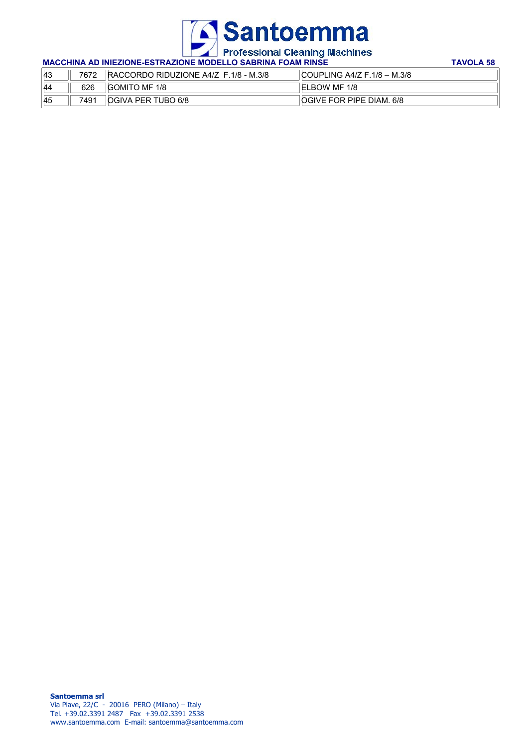**MACCHINA AD INIEZIONE-ESTRAZIONE MODELLO SABRINA FOAM RINSE** **TAVOLA 58**

| | | | |
|---|---|---|---|
| 43 | 7672 | RACCORDO RIDUZIONE A4/Z F.1/8 - M.3/8 | COUPLING A4/Z F.1/8 – M.3/8 |
| 44 | 626 | GOMITO MF 1/8 | ELBOW MF 1/8 |
| 45 | 7491 | OGIVA PER TUBO 6/8 | OGIVE FOR PIPE DIAM. 6/8 |

**Santoemma srl**
Via Piave, 22/C - 20016 PERO (Milano) – Italy
Tel. +39.02.3391 2487 Fax +39.02.3391 2538
www.santoemma.com E-mail: santoemma@santoemma.com